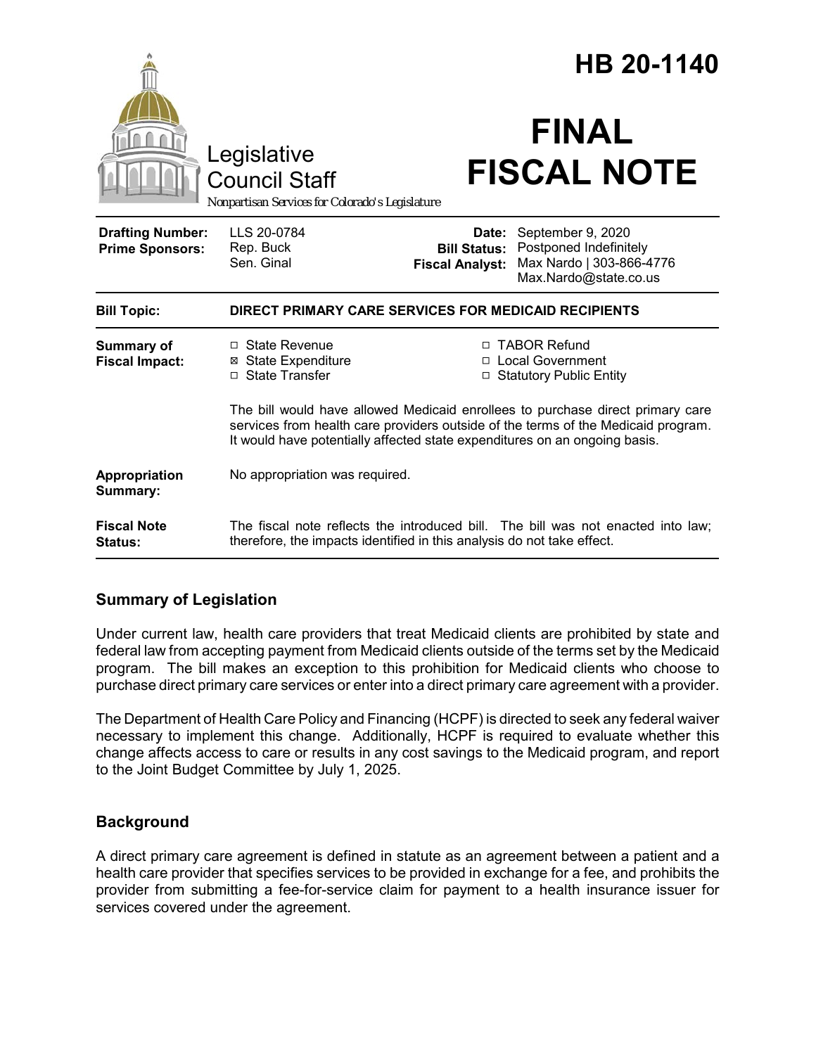# HB 20-1140

Legislative Council Staff

*Nonpartisan Services for Colorado's Legislature*

# FINAL FISCAL NOTE

| | | | |
|---|---|---|---|
| **Drafting Number:** | LLS 20-0784 | **Date:** | September 9, 2020 |
| **Prime Sponsors:** | Rep. Buck<br>Sen. Ginal | **Bill Status:** | Postponed Indefinitely |
| | | **Fiscal Analyst:** | Max Nardo \| 303-866-4776<br>Max.Nardo@state.co.us |

| | |
|---|---|
| **Bill Topic:** | **DIRECT PRIMARY CARE SERVICES FOR MEDICAID RECIPIENTS** |
| **Summary of Fiscal Impact:** | ☐ State Revenue<br>☒ State Expenditure<br>☐ State Transfer<br>☐ TABOR Refund<br>☐ Local Government<br>☐ Statutory Public Entity<br><br>The bill would have allowed Medicaid enrollees to purchase direct primary care services from health care providers outside of the terms of the Medicaid program. It would have potentially affected state expenditures on an ongoing basis. |
| **Appropriation Summary:** | No appropriation was required. |
| **Fiscal Note Status:** | The fiscal note reflects the introduced bill. The bill was not enacted into law; therefore, the impacts identified in this analysis do not take effect. |

## Summary of Legislation

Under current law, health care providers that treat Medicaid clients are prohibited by state and federal law from accepting payment from Medicaid clients outside of the terms set by the Medicaid program. The bill makes an exception to this prohibition for Medicaid clients who choose to purchase direct primary care services or enter into a direct primary care agreement with a provider.

The Department of Health Care Policy and Financing (HCPF) is directed to seek any federal waiver necessary to implement this change. Additionally, HCPF is required to evaluate whether this change affects access to care or results in any cost savings to the Medicaid program, and report to the Joint Budget Committee by July 1, 2025.

## Background

A direct primary care agreement is defined in statute as an agreement between a patient and a health care provider that specifies services to be provided in exchange for a fee, and prohibits the provider from submitting a fee-for-service claim for payment to a health insurance issuer for services covered under the agreement.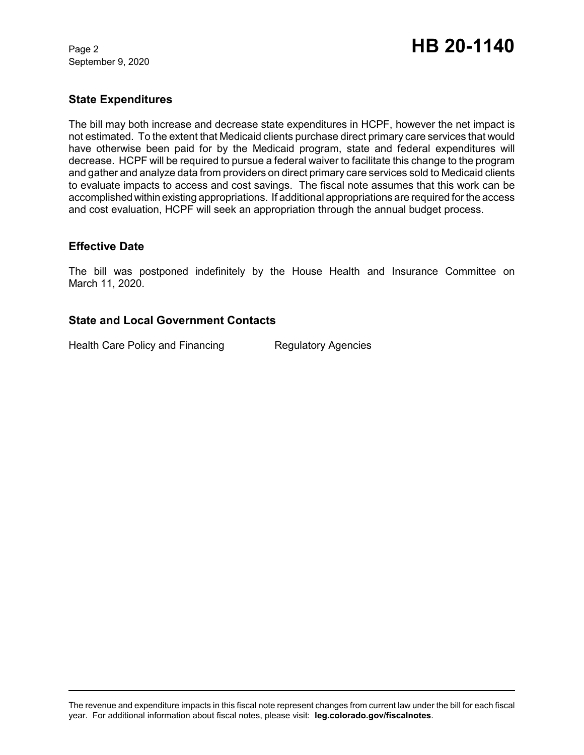## State Expenditures

The bill may both increase and decrease state expenditures in HCPF, however the net impact is not estimated. To the extent that Medicaid clients purchase direct primary care services that would have otherwise been paid for by the Medicaid program, state and federal expenditures will decrease. HCPF will be required to pursue a federal waiver to facilitate this change to the program and gather and analyze data from providers on direct primary care services sold to Medicaid clients to evaluate impacts to access and cost savings. The fiscal note assumes that this work can be accomplished within existing appropriations. If additional appropriations are required for the access and cost evaluation, HCPF will seek an appropriation through the annual budget process.

## Effective Date

The bill was postponed indefinitely by the House Health and Insurance Committee on March 11, 2020.

## State and Local Government Contacts

Health Care Policy and Financing    Regulatory Agencies

The revenue and expenditure impacts in this fiscal note represent changes from current law under the bill for each fiscal year. For additional information about fiscal notes, please visit: **leg.colorado.gov/fiscalnotes**.